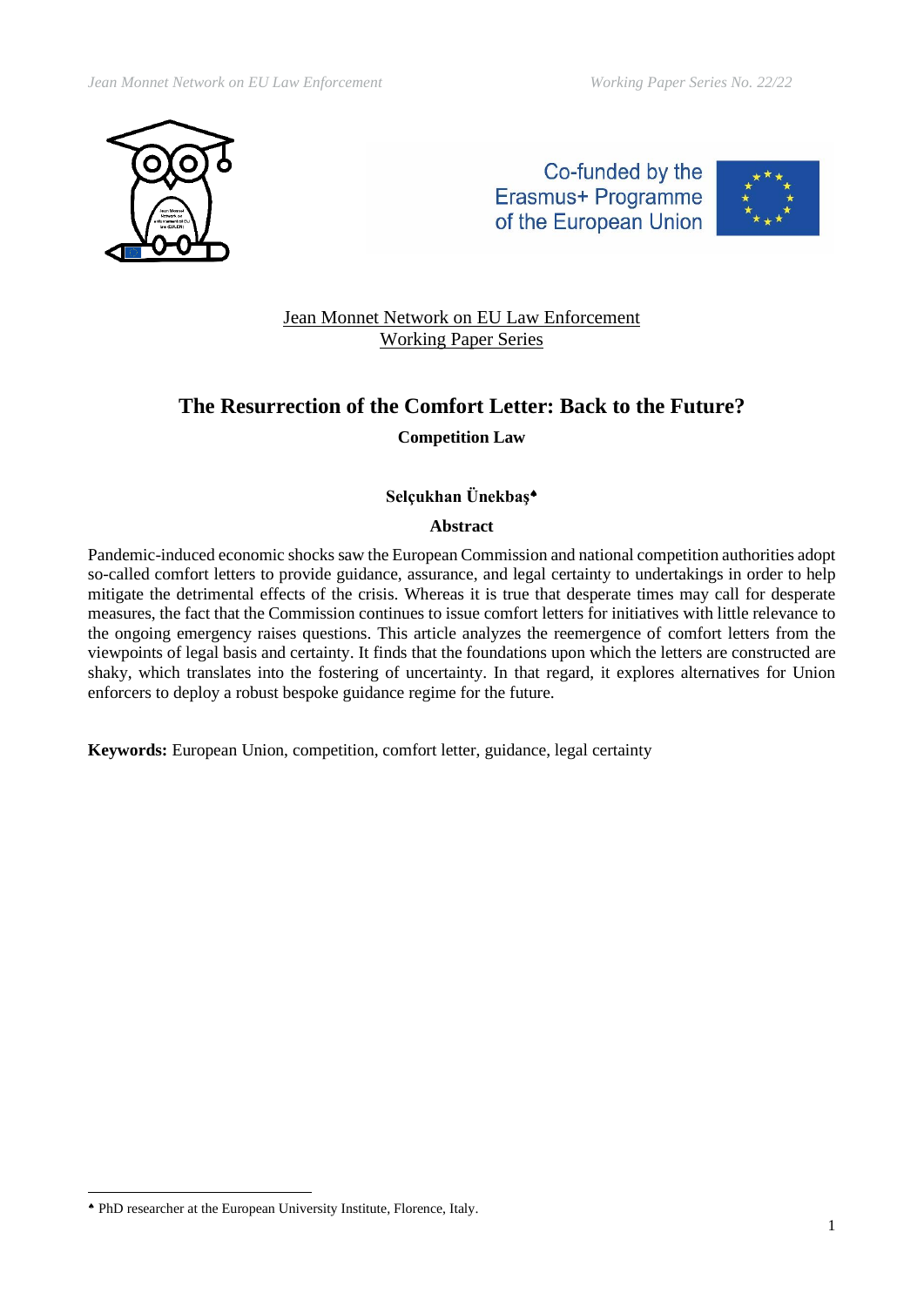Jean Monnet Network on EU Law Enforcement
Working Paper Series

# The Resurrection of the Comfort Letter: Back to the Future?

**Competition Law**

**Selçukhan Ünekbaş**[♠]

**Abstract**

Pandemic-induced economic shocks saw the European Commission and national competition authorities adopt so-called comfort letters to provide guidance, assurance, and legal certainty to undertakings in order to help mitigate the detrimental effects of the crisis. Whereas it is true that desperate times may call for desperate measures, the fact that the Commission continues to issue comfort letters for initiatives with little relevance to the ongoing emergency raises questions. This article analyzes the reemergence of comfort letters from the viewpoints of legal basis and certainty. It finds that the foundations upon which the letters are constructed are shaky, which translates into the fostering of uncertainty. In that regard, it explores alternatives for Union enforcers to deploy a robust bespoke guidance regime for the future.

**Keywords:** European Union, competition, comfort letter, guidance, legal certainty

---

[♠] PhD researcher at the European University Institute, Florence, Italy.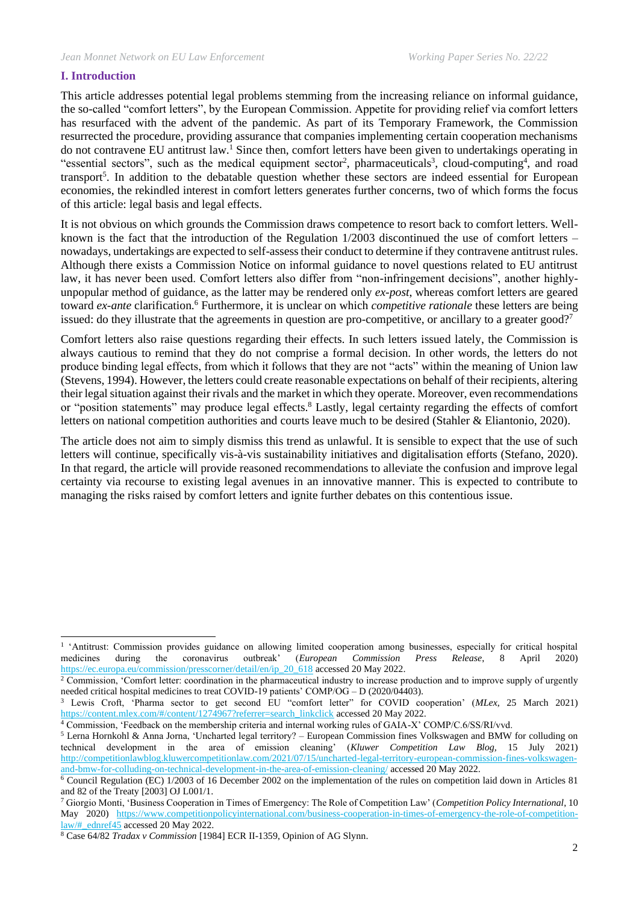## I. Introduction

This article addresses potential legal problems stemming from the increasing reliance on informal guidance, the so-called "comfort letters", by the European Commission. Appetite for providing relief via comfort letters has resurfaced with the advent of the pandemic. As part of its Temporary Framework, the Commission resurrected the procedure, providing assurance that companies implementing certain cooperation mechanisms do not contravene EU antitrust law.[1] Since then, comfort letters have been given to undertakings operating in "essential sectors", such as the medical equipment sector[2], pharmaceuticals[3], cloud-computing[4], and road transport[5]. In addition to the debatable question whether these sectors are indeed essential for European economies, the rekindled interest in comfort letters generates further concerns, two of which forms the focus of this article: legal basis and legal effects.

It is not obvious on which grounds the Commission draws competence to resort back to comfort letters. Well-known is the fact that the introduction of the Regulation 1/2003 discontinued the use of comfort letters – nowadays, undertakings are expected to self-assess their conduct to determine if they contravene antitrust rules. Although there exists a Commission Notice on informal guidance to novel questions related to EU antitrust law, it has never been used. Comfort letters also differ from "non-infringement decisions", another highly-unpopular method of guidance, as the latter may be rendered only *ex-post*, whereas comfort letters are geared toward *ex-ante* clarification.[6] Furthermore, it is unclear on which *competitive rationale* these letters are being issued: do they illustrate that the agreements in question are pro-competitive, or ancillary to a greater good?[7]

Comfort letters also raise questions regarding their effects. In such letters issued lately, the Commission is always cautious to remind that they do not comprise a formal decision. In other words, the letters do not produce binding legal effects, from which it follows that they are not "acts" within the meaning of Union law (Stevens, 1994). However, the letters could create reasonable expectations on behalf of their recipients, altering their legal situation against their rivals and the market in which they operate. Moreover, even recommendations or "position statements" may produce legal effects.[8] Lastly, legal certainty regarding the effects of comfort letters on national competition authorities and courts leave much to be desired (Stahler & Eliantonio, 2020).

The article does not aim to simply dismiss this trend as unlawful. It is sensible to expect that the use of such letters will continue, specifically vis-à-vis sustainability initiatives and digitalisation efforts (Stefano, 2020). In that regard, the article will provide reasoned recommendations to alleviate the confusion and improve legal certainty via recourse to existing legal avenues in an innovative manner. This is expected to contribute to managing the risks raised by comfort letters and ignite further debates on this contentious issue.

---

[1] 'Antitrust: Commission provides guidance on allowing limited cooperation among businesses, especially for critical hospital medicines during the coronavirus outbreak' (*European Commission Press Release*, 8 April 2020) https://ec.europa.eu/commission/presscorner/detail/en/ip_20_618 accessed 20 May 2022.

[2] Commission, 'Comfort letter: coordination in the pharmaceutical industry to increase production and to improve supply of urgently needed critical hospital medicines to treat COVID-19 patients' COMP/OG – D (2020/04403).

[3] Lewis Croft, 'Pharma sector to get second EU "comfort letter" for COVID cooperation' (*MLex*, 25 March 2021) https://content.mlex.com/#/content/1274967?referrer=search_linkclick accessed 20 May 2022.

[4] Commission, 'Feedback on the membership criteria and internal working rules of GAIA-X' COMP/C.6/SS/RI/vvd.

[5] Lerna Hornkohl & Anna Jorna, 'Uncharted legal territory? – European Commission fines Volkswagen and BMW for colluding on technical development in the area of emission cleaning' (*Kluwer Competition Law Blog*, 15 July 2021) http://competitionlawblog.kluwercompetitionlaw.com/2021/07/15/uncharted-legal-territory-european-commission-fines-volkswagen-and-bmw-for-colluding-on-technical-development-in-the-area-of-emission-cleaning/ accessed 20 May 2022.

[6] Council Regulation (EC) 1/2003 of 16 December 2002 on the implementation of the rules on competition laid down in Articles 81 and 82 of the Treaty [2003] OJ L001/1.

[7] Giorgio Monti, 'Business Cooperation in Times of Emergency: The Role of Competition Law' (*Competition Policy International*, 10 May 2020) https://www.competitionpolicyinternational.com/business-cooperation-in-times-of-emergency-the-role-of-competition-law/#_ednref45 accessed 20 May 2022.

[8] Case 64/82 *Tradax v Commission* [1984] ECR II-1359, Opinion of AG Slynn.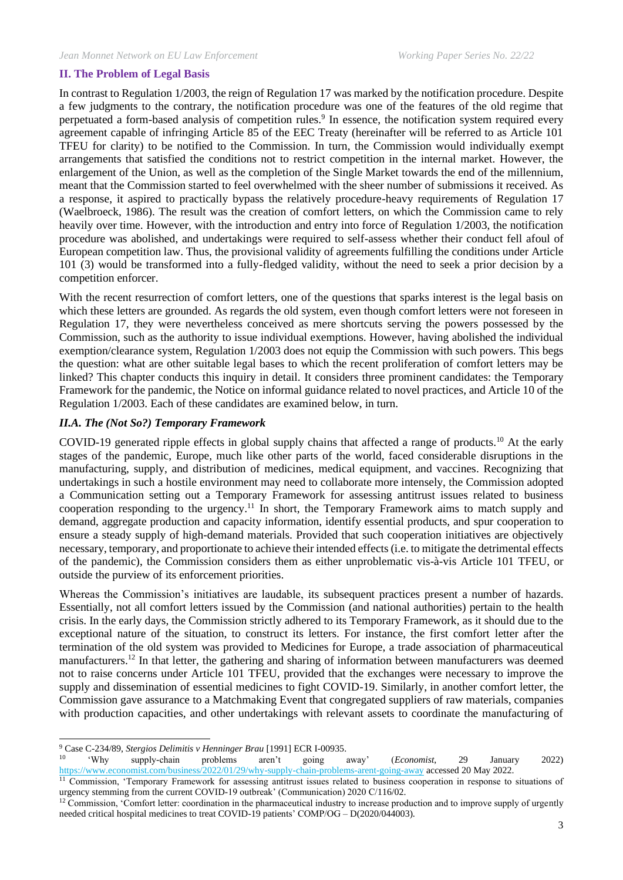## II. The Problem of Legal Basis

In contrast to Regulation 1/2003, the reign of Regulation 17 was marked by the notification procedure. Despite a few judgments to the contrary, the notification procedure was one of the features of the old regime that perpetuated a form-based analysis of competition rules.[9] In essence, the notification system required every agreement capable of infringing Article 85 of the EEC Treaty (hereinafter will be referred to as Article 101 TFEU for clarity) to be notified to the Commission. In turn, the Commission would individually exempt arrangements that satisfied the conditions not to restrict competition in the internal market. However, the enlargement of the Union, as well as the completion of the Single Market towards the end of the millennium, meant that the Commission started to feel overwhelmed with the sheer number of submissions it received. As a response, it aspired to practically bypass the relatively procedure-heavy requirements of Regulation 17 (Waelbroeck, 1986). The result was the creation of comfort letters, on which the Commission came to rely heavily over time. However, with the introduction and entry into force of Regulation 1/2003, the notification procedure was abolished, and undertakings were required to self-assess whether their conduct fell afoul of European competition law. Thus, the provisional validity of agreements fulfilling the conditions under Article 101 (3) would be transformed into a fully-fledged validity, without the need to seek a prior decision by a competition enforcer.

With the recent resurrection of comfort letters, one of the questions that sparks interest is the legal basis on which these letters are grounded. As regards the old system, even though comfort letters were not foreseen in Regulation 17, they were nevertheless conceived as mere shortcuts serving the powers possessed by the Commission, such as the authority to issue individual exemptions. However, having abolished the individual exemption/clearance system, Regulation 1/2003 does not equip the Commission with such powers. This begs the question: what are other suitable legal bases to which the recent proliferation of comfort letters may be linked? This chapter conducts this inquiry in detail. It considers three prominent candidates: the Temporary Framework for the pandemic, the Notice on informal guidance related to novel practices, and Article 10 of the Regulation 1/2003. Each of these candidates are examined below, in turn.

### *II.A. The (Not So?) Temporary Framework*

COVID-19 generated ripple effects in global supply chains that affected a range of products.[10] At the early stages of the pandemic, Europe, much like other parts of the world, faced considerable disruptions in the manufacturing, supply, and distribution of medicines, medical equipment, and vaccines. Recognizing that undertakings in such a hostile environment may need to collaborate more intensely, the Commission adopted a Communication setting out a Temporary Framework for assessing antitrust issues related to business cooperation responding to the urgency.[11] In short, the Temporary Framework aims to match supply and demand, aggregate production and capacity information, identify essential products, and spur cooperation to ensure a steady supply of high-demand materials. Provided that such cooperation initiatives are objectively necessary, temporary, and proportionate to achieve their intended effects (i.e. to mitigate the detrimental effects of the pandemic), the Commission considers them as either unproblematic vis-à-vis Article 101 TFEU, or outside the purview of its enforcement priorities.

Whereas the Commission's initiatives are laudable, its subsequent practices present a number of hazards. Essentially, not all comfort letters issued by the Commission (and national authorities) pertain to the health crisis. In the early days, the Commission strictly adhered to its Temporary Framework, as it should due to the exceptional nature of the situation, to construct its letters. For instance, the first comfort letter after the termination of the old system was provided to Medicines for Europe, a trade association of pharmaceutical manufacturers.[12] In that letter, the gathering and sharing of information between manufacturers was deemed not to raise concerns under Article 101 TFEU, provided that the exchanges were necessary to improve the supply and dissemination of essential medicines to fight COVID-19. Similarly, in another comfort letter, the Commission gave assurance to a Matchmaking Event that congregated suppliers of raw materials, companies with production capacities, and other undertakings with relevant assets to coordinate the manufacturing of

---

[9] Case C-234/89, *Stergios Delimitis v Henninger Brau* [1991] ECR I-00935.

[10] 'Why supply-chain problems aren't going away' (*Economist*, 29 January 2022) https://www.economist.com/business/2022/01/29/why-supply-chain-problems-arent-going-away accessed 20 May 2022.

[11] Commission, 'Temporary Framework for assessing antitrust issues related to business cooperation in response to situations of urgency stemming from the current COVID-19 outbreak' (Communication) 2020 C/116/02.

[12] Commission, 'Comfort letter: coordination in the pharmaceutical industry to increase production and to improve supply of urgently needed critical hospital medicines to treat COVID-19 patients' COMP/OG – D(2020/044003).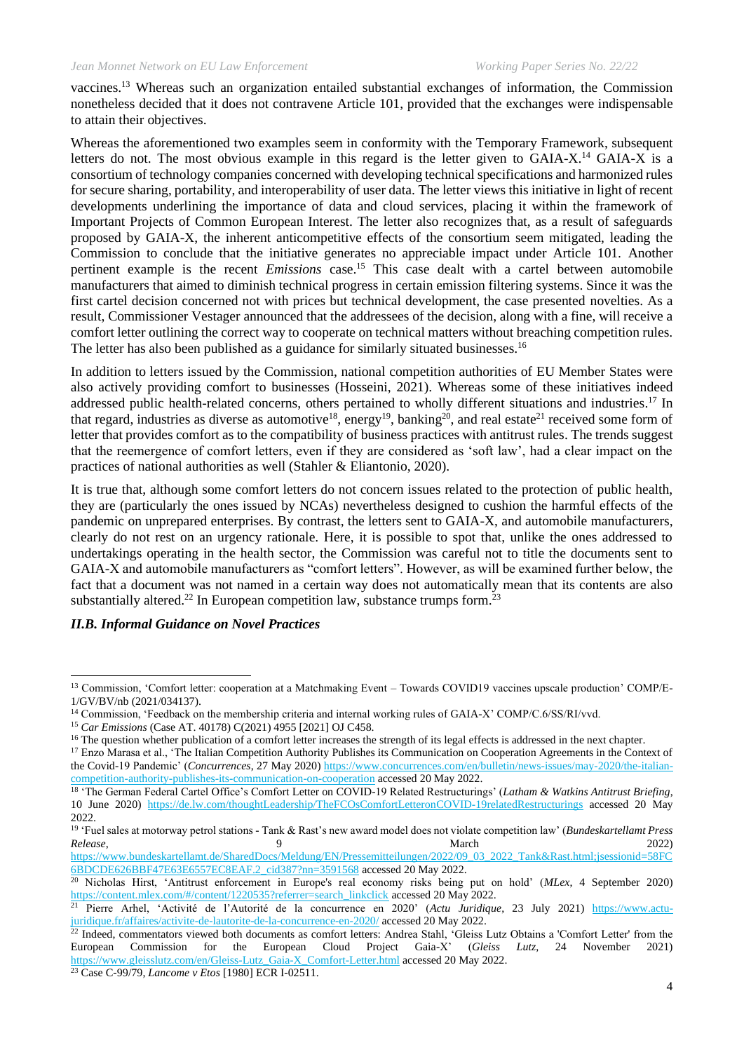vaccines.[13] Whereas such an organization entailed substantial exchanges of information, the Commission nonetheless decided that it does not contravene Article 101, provided that the exchanges were indispensable to attain their objectives.

Whereas the aforementioned two examples seem in conformity with the Temporary Framework, subsequent letters do not. The most obvious example in this regard is the letter given to GAIA-X.[14] GAIA-X is a consortium of technology companies concerned with developing technical specifications and harmonized rules for secure sharing, portability, and interoperability of user data. The letter views this initiative in light of recent developments underlining the importance of data and cloud services, placing it within the framework of Important Projects of Common European Interest. The letter also recognizes that, as a result of safeguards proposed by GAIA-X, the inherent anticompetitive effects of the consortium seem mitigated, leading the Commission to conclude that the initiative generates no appreciable impact under Article 101. Another pertinent example is the recent *Emissions* case.[15] This case dealt with a cartel between automobile manufacturers that aimed to diminish technical progress in certain emission filtering systems. Since it was the first cartel decision concerned not with prices but technical development, the case presented novelties. As a result, Commissioner Vestager announced that the addressees of the decision, along with a fine, will receive a comfort letter outlining the correct way to cooperate on technical matters without breaching competition rules. The letter has also been published as a guidance for similarly situated businesses.[16]

In addition to letters issued by the Commission, national competition authorities of EU Member States were also actively providing comfort to businesses (Hosseini, 2021). Whereas some of these initiatives indeed addressed public health-related concerns, others pertained to wholly different situations and industries.[17] In that regard, industries as diverse as automotive[18], energy[19], banking[20], and real estate[21] received some form of letter that provides comfort as to the compatibility of business practices with antitrust rules. The trends suggest that the reemergence of comfort letters, even if they are considered as 'soft law', had a clear impact on the practices of national authorities as well (Stahler & Eliantonio, 2020).

It is true that, although some comfort letters do not concern issues related to the protection of public health, they are (particularly the ones issued by NCAs) nevertheless designed to cushion the harmful effects of the pandemic on unprepared enterprises. By contrast, the letters sent to GAIA-X, and automobile manufacturers, clearly do not rest on an urgency rationale. Here, it is possible to spot that, unlike the ones addressed to undertakings operating in the health sector, the Commission was careful not to title the documents sent to GAIA-X and automobile manufacturers as "comfort letters". However, as will be examined further below, the fact that a document was not named in a certain way does not automatically mean that its contents are also substantially altered.[22] In European competition law, substance trumps form.[23]

### *II.B. Informal Guidance on Novel Practices*

---

[13] Commission, 'Comfort letter: cooperation at a Matchmaking Event – Towards COVID19 vaccines upscale production' COMP/E-1/GV/BV/nb (2021/034137).

[14] Commission, 'Feedback on the membership criteria and internal working rules of GAIA-X' COMP/C.6/SS/RI/vvd.

[15] *Car Emissions* (Case AT. 40178) C(2021) 4955 [2021] OJ C458.

[16] The question whether publication of a comfort letter increases the strength of its legal effects is addressed in the next chapter.

[17] Enzo Marasa et al., 'The Italian Competition Authority Publishes its Communication on Cooperation Agreements in the Context of the Covid-19 Pandemic' (*Concurrences*, 27 May 2020) https://www.concurrences.com/en/bulletin/news-issues/may-2020/the-italian-competition-authority-publishes-its-communication-on-cooperation accessed 20 May 2022.

[18] 'The German Federal Cartel Office's Comfort Letter on COVID-19 Related Restructurings' (*Latham & Watkins Antitrust Briefing*, 10 June 2020) https://de.lw.com/thoughtLeadership/TheFCOsComfortLetteronCOVID-19relatedRestructurings accessed 20 May 2022.

[19] 'Fuel sales at motorway petrol stations - Tank & Rast's new award model does not violate competition law' (*Bundeskartellamt Press Release*, 9 March 2022) https://www.bundeskartellamt.de/SharedDocs/Meldung/EN/Pressemitteilungen/2022/09_03_2022_Tank&Rast.html;jsessionid=58FC6BDCDE626BBF47E63E6557EC8EAF.2_cid387?nn=3591568 accessed 20 May 2022.

[20] Nicholas Hirst, 'Antitrust enforcement in Europe's real economy risks being put on hold' (*MLex*, 4 September 2020) https://content.mlex.com/#/content/1220535?referrer=search_linkclick accessed 20 May 2022.

[21] Pierre Arhel, 'Activité de l'Autorité de la concurrence en 2020' (*Actu Juridique*, 23 July 2021) https://www.actu-juridique.fr/affaires/activite-de-lautorite-de-la-concurrence-en-2020/ accessed 20 May 2022.

[22] Indeed, commentators viewed both documents as comfort letters: Andrea Stahl, 'Gleiss Lutz Obtains a 'Comfort Letter' from the European Commission for the European Cloud Project Gaia-X' (*Gleiss Lutz*, 24 November 2021) https://www.gleisslutz.com/en/Gleiss-Lutz_Gaia-X_Comfort-Letter.html accessed 20 May 2022.

[23] Case C-99/79, *Lancome v Etos* [1980] ECR I-02511.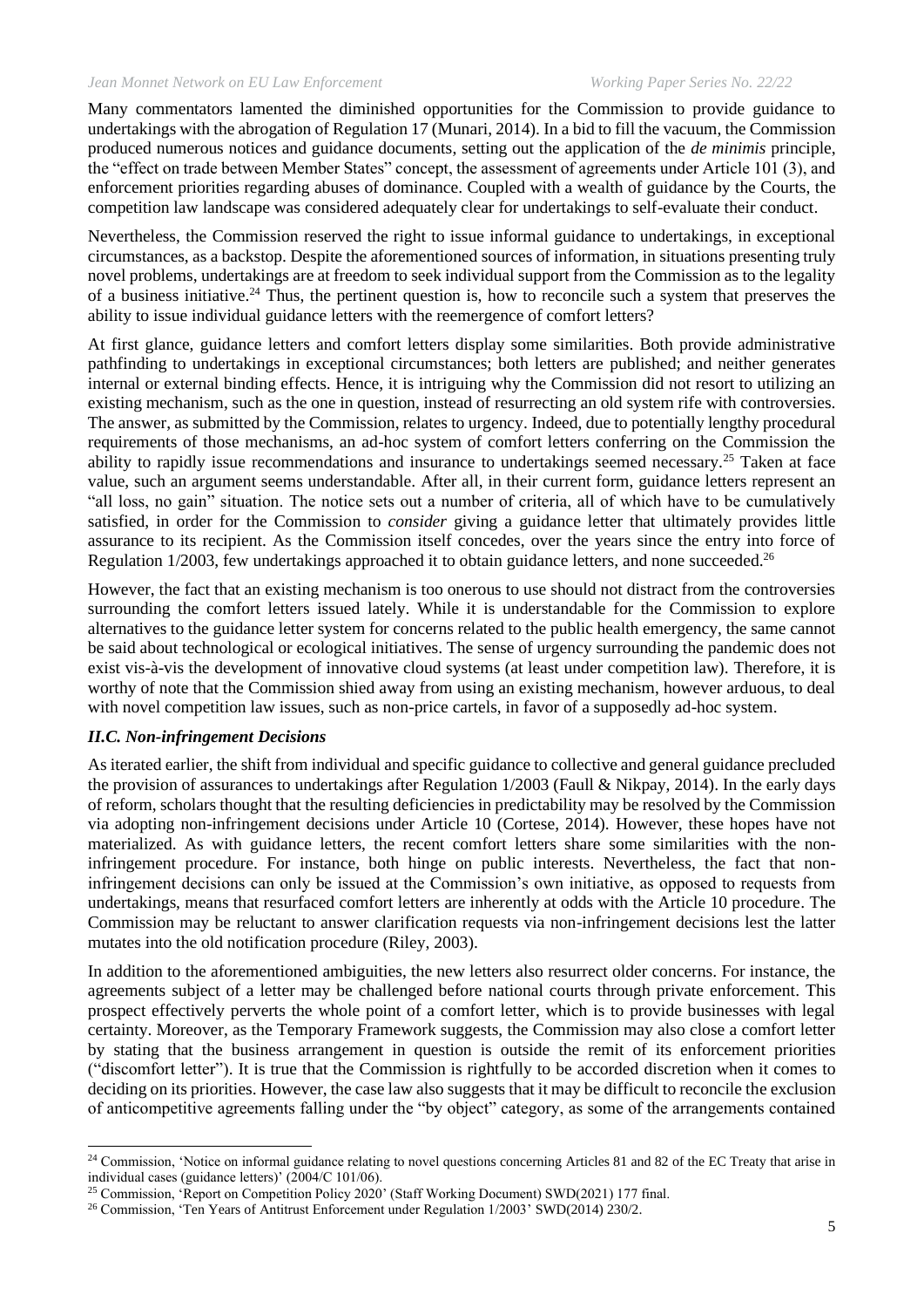Many commentators lamented the diminished opportunities for the Commission to provide guidance to undertakings with the abrogation of Regulation 17 (Munari, 2014). In a bid to fill the vacuum, the Commission produced numerous notices and guidance documents, setting out the application of the *de minimis* principle, the "effect on trade between Member States" concept, the assessment of agreements under Article 101 (3), and enforcement priorities regarding abuses of dominance. Coupled with a wealth of guidance by the Courts, the competition law landscape was considered adequately clear for undertakings to self-evaluate their conduct.

Nevertheless, the Commission reserved the right to issue informal guidance to undertakings, in exceptional circumstances, as a backstop. Despite the aforementioned sources of information, in situations presenting truly novel problems, undertakings are at freedom to seek individual support from the Commission as to the legality of a business initiative.[24] Thus, the pertinent question is, how to reconcile such a system that preserves the ability to issue individual guidance letters with the reemergence of comfort letters?

At first glance, guidance letters and comfort letters display some similarities. Both provide administrative pathfinding to undertakings in exceptional circumstances; both letters are published; and neither generates internal or external binding effects. Hence, it is intriguing why the Commission did not resort to utilizing an existing mechanism, such as the one in question, instead of resurrecting an old system rife with controversies. The answer, as submitted by the Commission, relates to urgency. Indeed, due to potentially lengthy procedural requirements of those mechanisms, an ad-hoc system of comfort letters conferring on the Commission the ability to rapidly issue recommendations and insurance to undertakings seemed necessary.[25] Taken at face value, such an argument seems understandable. After all, in their current form, guidance letters represent an "all loss, no gain" situation. The notice sets out a number of criteria, all of which have to be cumulatively satisfied, in order for the Commission to *consider* giving a guidance letter that ultimately provides little assurance to its recipient. As the Commission itself concedes, over the years since the entry into force of Regulation 1/2003, few undertakings approached it to obtain guidance letters, and none succeeded.[26]

However, the fact that an existing mechanism is too onerous to use should not distract from the controversies surrounding the comfort letters issued lately. While it is understandable for the Commission to explore alternatives to the guidance letter system for concerns related to the public health emergency, the same cannot be said about technological or ecological initiatives. The sense of urgency surrounding the pandemic does not exist vis-à-vis the development of innovative cloud systems (at least under competition law). Therefore, it is worthy of note that the Commission shied away from using an existing mechanism, however arduous, to deal with novel competition law issues, such as non-price cartels, in favor of a supposedly ad-hoc system.

### *II.C. Non-infringement Decisions*

As iterated earlier, the shift from individual and specific guidance to collective and general guidance precluded the provision of assurances to undertakings after Regulation 1/2003 (Faull & Nikpay, 2014). In the early days of reform, scholars thought that the resulting deficiencies in predictability may be resolved by the Commission via adopting non-infringement decisions under Article 10 (Cortese, 2014). However, these hopes have not materialized. As with guidance letters, the recent comfort letters share some similarities with the non-infringement procedure. For instance, both hinge on public interests. Nevertheless, the fact that non-infringement decisions can only be issued at the Commission's own initiative, as opposed to requests from undertakings, means that resurfaced comfort letters are inherently at odds with the Article 10 procedure. The Commission may be reluctant to answer clarification requests via non-infringement decisions lest the latter mutates into the old notification procedure (Riley, 2003).

In addition to the aforementioned ambiguities, the new letters also resurrect older concerns. For instance, the agreements subject of a letter may be challenged before national courts through private enforcement. This prospect effectively perverts the whole point of a comfort letter, which is to provide businesses with legal certainty. Moreover, as the Temporary Framework suggests, the Commission may also close a comfort letter by stating that the business arrangement in question is outside the remit of its enforcement priorities ("discomfort letter"). It is true that the Commission is rightfully to be accorded discretion when it comes to deciding on its priorities. However, the case law also suggests that it may be difficult to reconcile the exclusion of anticompetitive agreements falling under the "by object" category, as some of the arrangements contained

---

[24] Commission, 'Notice on informal guidance relating to novel questions concerning Articles 81 and 82 of the EC Treaty that arise in individual cases (guidance letters)' (2004/C 101/06).

[25] Commission, 'Report on Competition Policy 2020' (Staff Working Document) SWD(2021) 177 final.

[26] Commission, 'Ten Years of Antitrust Enforcement under Regulation 1/2003' SWD(2014) 230/2.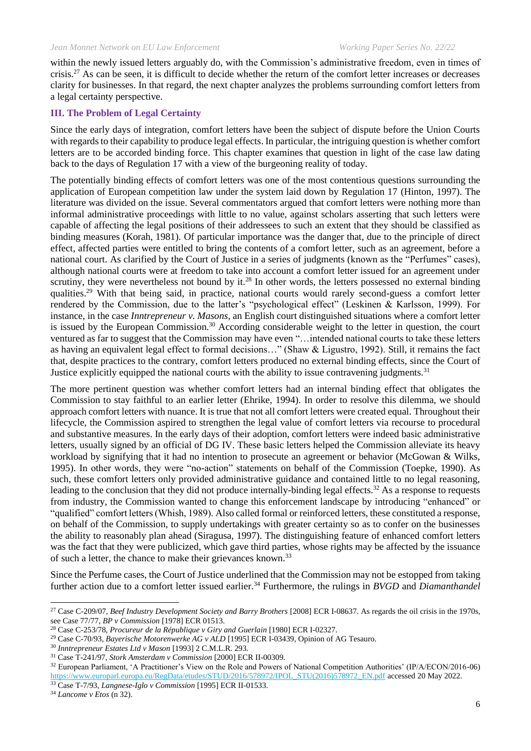within the newly issued letters arguably do, with the Commission's administrative freedom, even in times of crisis.[27] As can be seen, it is difficult to decide whether the return of the comfort letter increases or decreases clarity for businesses. In that regard, the next chapter analyzes the problems surrounding comfort letters from a legal certainty perspective.

## III. The Problem of Legal Certainty

Since the early days of integration, comfort letters have been the subject of dispute before the Union Courts with regards to their capability to produce legal effects. In particular, the intriguing question is whether comfort letters are to be accorded binding force. This chapter examines that question in light of the case law dating back to the days of Regulation 17 with a view of the burgeoning reality of today.

The potentially binding effects of comfort letters was one of the most contentious questions surrounding the application of European competition law under the system laid down by Regulation 17 (Hinton, 1997). The literature was divided on the issue. Several commentators argued that comfort letters were nothing more than informal administrative proceedings with little to no value, against scholars asserting that such letters were capable of affecting the legal positions of their addressees to such an extent that they should be classified as binding measures (Korah, 1981). Of particular importance was the danger that, due to the principle of direct effect, affected parties were entitled to bring the contents of a comfort letter, such as an agreement, before a national court. As clarified by the Court of Justice in a series of judgments (known as the "Perfumes" cases), although national courts were at freedom to take into account a comfort letter issued for an agreement under scrutiny, they were nevertheless not bound by it.[28] In other words, the letters possessed no external binding qualities.[29] With that being said, in practice, national courts would rarely second-guess a comfort letter rendered by the Commission, due to the latter's "psychological effect" (Leskinen & Karlsson, 1999). For instance, in the case *Inntrepreneur v. Masons*, an English court distinguished situations where a comfort letter is issued by the European Commission.[30] According considerable weight to the letter in question, the court ventured as far to suggest that the Commission may have even "…intended national courts to take these letters as having an equivalent legal effect to formal decisions…" (Shaw & Ligustro, 1992). Still, it remains the fact that, despite practices to the contrary, comfort letters produced no external binding effects, since the Court of Justice explicitly equipped the national courts with the ability to issue contravening judgments.[31]

The more pertinent question was whether comfort letters had an internal binding effect that obligates the Commission to stay faithful to an earlier letter (Ehrike, 1994). In order to resolve this dilemma, we should approach comfort letters with nuance. It is true that not all comfort letters were created equal. Throughout their lifecycle, the Commission aspired to strengthen the legal value of comfort letters via recourse to procedural and substantive measures. In the early days of their adoption, comfort letters were indeed basic administrative letters, usually signed by an official of DG IV. These basic letters helped the Commission alleviate its heavy workload by signifying that it had no intention to prosecute an agreement or behavior (McGowan & Wilks, 1995). In other words, they were "no-action" statements on behalf of the Commission (Toepke, 1990). As such, these comfort letters only provided administrative guidance and contained little to no legal reasoning, leading to the conclusion that they did not produce internally-binding legal effects.[32] As a response to requests from industry, the Commission wanted to change this enforcement landscape by introducing "enhanced" or "qualified" comfort letters (Whish, 1989). Also called formal or reinforced letters, these constituted a response, on behalf of the Commission, to supply undertakings with greater certainty so as to confer on the businesses the ability to reasonably plan ahead (Siragusa, 1997). The distinguishing feature of enhanced comfort letters was the fact that they were publicized, which gave third parties, whose rights may be affected by the issuance of such a letter, the chance to make their grievances known.[33]

Since the Perfume cases, the Court of Justice underlined that the Commission may not be estopped from taking further action due to a comfort letter issued earlier.[34] Furthermore, the rulings in *BVGD* and *Diamanthandel*

---

[27] Case C-209/07, *Beef Industry Development Society and Barry Brothers* [2008] ECR I-08637. As regards the oil crisis in the 1970s, see Case 77/77, *BP v Commission* [1978] ECR 01513.

[28] Case C-253/78, *Procureur de la République v Giry and Guerlain* [1980] ECR I-02327.

[29] Case C-70/93, *Bayerische Motorenwerke AG v ALD* [1995] ECR I-03439, Opinion of AG Tesauro.

[30] *Inntrepreneur Estates Ltd v Mason* [1993] 2 C.M.L.R. 293.

[31] Case T-241/97, *Stork Amsterdam v Commission* [2000] ECR II-00309.

[32] European Parliament, 'A Practitioner's View on the Role and Powers of National Competition Authorities' (IP/A/ECON/2016-06) https://www.europarl.europa.eu/RegData/etudes/STUD/2016/578972/IPOL_STU(2016)578972_EN.pdf accessed 20 May 2022.

[33] Case T-7/93, *Langnese-Iglo v Commission* [1995] ECR II-01533.

[34] *Lancome v Etos* (n 32).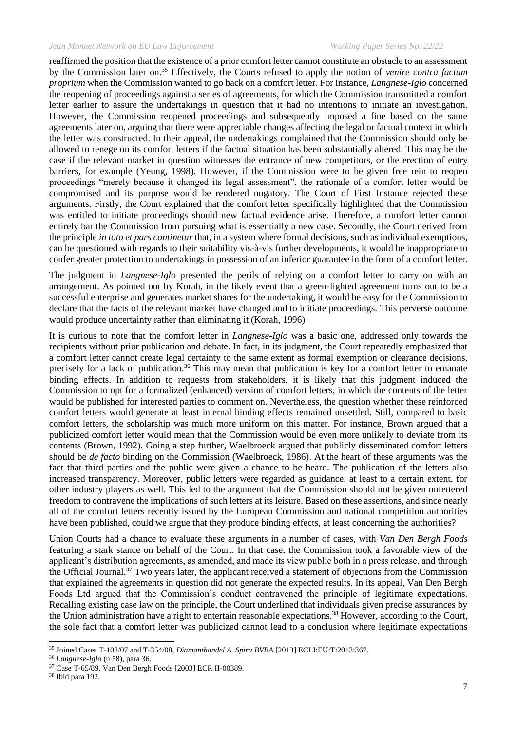reaffirmed the position that the existence of a prior comfort letter cannot constitute an obstacle to an assessment by the Commission later on.[35] Effectively, the Courts refused to apply the notion of *venire contra factum proprium* when the Commission wanted to go back on a comfort letter. For instance, *Langnese-Iglo* concerned the reopening of proceedings against a series of agreements, for which the Commission transmitted a comfort letter earlier to assure the undertakings in question that it had no intentions to initiate an investigation. However, the Commission reopened proceedings and subsequently imposed a fine based on the same agreements later on, arguing that there were appreciable changes affecting the legal or factual context in which the letter was constructed. In their appeal, the undertakings complained that the Commission should only be allowed to renege on its comfort letters if the factual situation has been substantially altered. This may be the case if the relevant market in question witnesses the entrance of new competitors, or the erection of entry barriers, for example (Yeung, 1998). However, if the Commission were to be given free rein to reopen proceedings "merely because it changed its legal assessment", the rationale of a comfort letter would be compromised and its purpose would be rendered nugatory. The Court of First Instance rejected these arguments. Firstly, the Court explained that the comfort letter specifically highlighted that the Commission was entitled to initiate proceedings should new factual evidence arise. Therefore, a comfort letter cannot entirely bar the Commission from pursuing what is essentially a new case. Secondly, the Court derived from the principle *in toto et pars continetur* that, in a system where formal decisions, such as individual exemptions, can be questioned with regards to their suitability vis-à-vis further developments, it would be inappropriate to confer greater protection to undertakings in possession of an inferior guarantee in the form of a comfort letter.

The judgment in *Langnese-Iglo* presented the perils of relying on a comfort letter to carry on with an arrangement. As pointed out by Korah, in the likely event that a green-lighted agreement turns out to be a successful enterprise and generates market shares for the undertaking, it would be easy for the Commission to declare that the facts of the relevant market have changed and to initiate proceedings. This perverse outcome would produce uncertainty rather than eliminating it (Korah, 1996)

It is curious to note that the comfort letter in *Langnese-Iglo* was a basic one, addressed only towards the recipients without prior publication and debate. In fact, in its judgment, the Court repeatedly emphasized that a comfort letter cannot create legal certainty to the same extent as formal exemption or clearance decisions, precisely for a lack of publication.[36] This may mean that publication is key for a comfort letter to emanate binding effects. In addition to requests from stakeholders, it is likely that this judgment induced the Commission to opt for a formalized (enhanced) version of comfort letters, in which the contents of the letter would be published for interested parties to comment on. Nevertheless, the question whether these reinforced comfort letters would generate at least internal binding effects remained unsettled. Still, compared to basic comfort letters, the scholarship was much more uniform on this matter. For instance, Brown argued that a publicized comfort letter would mean that the Commission would be even more unlikely to deviate from its contents (Brown, 1992). Going a step further, Waelbroeck argued that publicly disseminated comfort letters should be *de facto* binding on the Commission (Waelbroeck, 1986). At the heart of these arguments was the fact that third parties and the public were given a chance to be heard. The publication of the letters also increased transparency. Moreover, public letters were regarded as guidance, at least to a certain extent, for other industry players as well. This led to the argument that the Commission should not be given unfettered freedom to contravene the implications of such letters at its leisure. Based on these assertions, and since nearly all of the comfort letters recently issued by the European Commission and national competition authorities have been published, could we argue that they produce binding effects, at least concerning the authorities?

Union Courts had a chance to evaluate these arguments in a number of cases, with *Van Den Bergh Foods* featuring a stark stance on behalf of the Court. In that case, the Commission took a favorable view of the applicant's distribution agreements, as amended, and made its view public both in a press release, and through the Official Journal.[37] Two years later, the applicant received a statement of objections from the Commission that explained the agreements in question did not generate the expected results. In its appeal, Van Den Bergh Foods Ltd argued that the Commission's conduct contravened the principle of legitimate expectations. Recalling existing case law on the principle, the Court underlined that individuals given precise assurances by the Union administration have a right to entertain reasonable expectations.[38] However, according to the Court, the sole fact that a comfort letter was publicized cannot lead to a conclusion where legitimate expectations

---

[35] Joined Cases T-108/07 and T-354/08, *Diamanthandel A. Spira BVBA* [2013] ECLI:EU:T:2013:367.

[36] *Langnese-Iglo* (n 58), para 36.

[37] Case T-65/89, Van Den Bergh Foods [2003] ECR II-00389.

[38] Ibid para 192.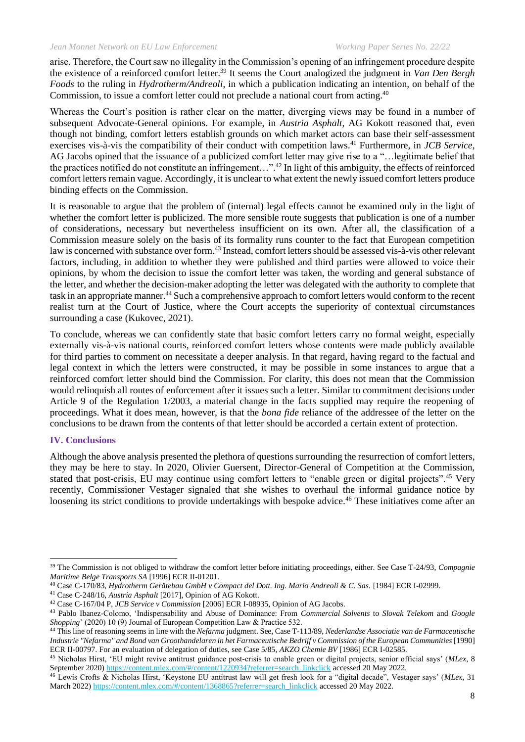arise. Therefore, the Court saw no illegality in the Commission's opening of an infringement procedure despite the existence of a reinforced comfort letter.[39] It seems the Court analogized the judgment in *Van Den Bergh Foods* to the ruling in *Hydrotherm/Andreoli*, in which a publication indicating an intention, on behalf of the Commission, to issue a comfort letter could not preclude a national court from acting.[40]

Whereas the Court's position is rather clear on the matter, diverging views may be found in a number of subsequent Advocate-General opinions. For example, in *Austria Asphalt*, AG Kokott reasoned that, even though not binding, comfort letters establish grounds on which market actors can base their self-assessment exercises vis-à-vis the compatibility of their conduct with competition laws.[41] Furthermore, in *JCB Service*, AG Jacobs opined that the issuance of a publicized comfort letter may give rise to a "…legitimate belief that the practices notified do not constitute an infringement…".[42] In light of this ambiguity, the effects of reinforced comfort letters remain vague. Accordingly, it is unclear to what extent the newly issued comfort letters produce binding effects on the Commission.

It is reasonable to argue that the problem of (internal) legal effects cannot be examined only in the light of whether the comfort letter is publicized. The more sensible route suggests that publication is one of a number of considerations, necessary but nevertheless insufficient on its own. After all, the classification of a Commission measure solely on the basis of its formality runs counter to the fact that European competition law is concerned with substance over form.[43] Instead, comfort letters should be assessed vis-à-vis other relevant factors, including, in addition to whether they were published and third parties were allowed to voice their opinions, by whom the decision to issue the comfort letter was taken, the wording and general substance of the letter, and whether the decision-maker adopting the letter was delegated with the authority to complete that task in an appropriate manner.[44] Such a comprehensive approach to comfort letters would conform to the recent realist turn at the Court of Justice, where the Court accepts the superiority of contextual circumstances surrounding a case (Kukovec, 2021).

To conclude, whereas we can confidently state that basic comfort letters carry no formal weight, especially externally vis-à-vis national courts, reinforced comfort letters whose contents were made publicly available for third parties to comment on necessitate a deeper analysis. In that regard, having regard to the factual and legal context in which the letters were constructed, it may be possible in some instances to argue that a reinforced comfort letter should bind the Commission. For clarity, this does not mean that the Commission would relinquish all routes of enforcement after it issues such a letter. Similar to commitment decisions under Article 9 of the Regulation 1/2003, a material change in the facts supplied may require the reopening of proceedings. What it does mean, however, is that the *bona fide* reliance of the addressee of the letter on the conclusions to be drawn from the contents of that letter should be accorded a certain extent of protection.

## IV. Conclusions

Although the above analysis presented the plethora of questions surrounding the resurrection of comfort letters, they may be here to stay. In 2020, Olivier Guersent, Director-General of Competition at the Commission, stated that post-crisis, EU may continue using comfort letters to "enable green or digital projects".[45] Very recently, Commissioner Vestager signaled that she wishes to overhaul the informal guidance notice by loosening its strict conditions to provide undertakings with bespoke advice.[46] These initiatives come after an

---

[39] The Commission is not obliged to withdraw the comfort letter before initiating proceedings, either. See Case T-24/93, *Compagnie Maritime Belge Transports SA* [1996] ECR II-01201.

[40] Case C-170/83, *Hydrotherm Gerätebau GmbH v Compact del Dott. Ing. Mario Andreoli & C. Sas.* [1984] ECR I-02999.

[41] Case C-248/16, *Austria Asphalt* [2017], Opinion of AG Kokott.

[42] Case C-167/04 P, *JCB Service v Commission* [2006] ECR I-08935, Opinion of AG Jacobs.

[43] Pablo Ibanez-Colomo, 'Indispensability and Abuse of Dominance: From *Commercial Solvents* to *Slovak Telekom* and *Google Shopping*' (2020) 10 (9) Journal of European Competition Law & Practice 532.

[44] This line of reasoning seems in line with the *Nefarma* judgment. See, Case T-113/89, *Nederlandse Associatie van de Farmaceutische Industrie "Nefarma" and Bond van Groothandelaren in het Farmaceutische Bedrijf v Commission of the European Communities* [1990] ECR II-00797. For an evaluation of delegation of duties, see Case 5/85, *AKZO Chemie BV* [1986] ECR I-02585.

[45] Nicholas Hirst, 'EU might revive antitrust guidance post-crisis to enable green or digital projects, senior official says' (*MLex*, 8 September 2020) https://content.mlex.com/#/content/1220934?referrer=search_linkclick accessed 20 May 2022.

[46] Lewis Crofts & Nicholas Hirst, 'Keystone EU antitrust law will get fresh look for a "digital decade", Vestager says' (*MLex*, 31 March 2022) https://content.mlex.com/#/content/1368865?referrer=search_linkclick accessed 20 May 2022.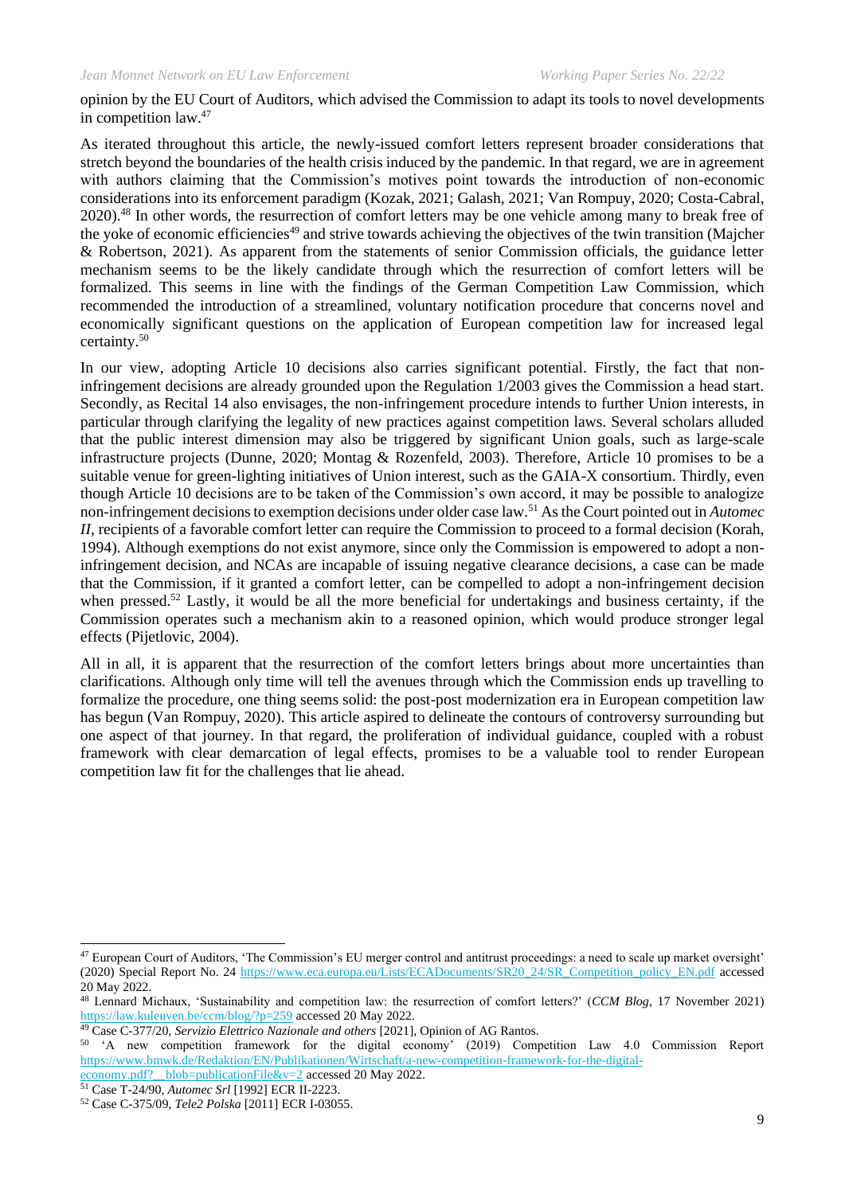opinion by the EU Court of Auditors, which advised the Commission to adapt its tools to novel developments in competition law.[47]

As iterated throughout this article, the newly-issued comfort letters represent broader considerations that stretch beyond the boundaries of the health crisis induced by the pandemic. In that regard, we are in agreement with authors claiming that the Commission's motives point towards the introduction of non-economic considerations into its enforcement paradigm (Kozak, 2021; Galash, 2021; Van Rompuy, 2020; Costa-Cabral, 2020).[48] In other words, the resurrection of comfort letters may be one vehicle among many to break free of the yoke of economic efficiencies[49] and strive towards achieving the objectives of the twin transition (Majcher & Robertson, 2021). As apparent from the statements of senior Commission officials, the guidance letter mechanism seems to be the likely candidate through which the resurrection of comfort letters will be formalized. This seems in line with the findings of the German Competition Law Commission, which recommended the introduction of a streamlined, voluntary notification procedure that concerns novel and economically significant questions on the application of European competition law for increased legal certainty.[50]

In our view, adopting Article 10 decisions also carries significant potential. Firstly, the fact that non-infringement decisions are already grounded upon the Regulation 1/2003 gives the Commission a head start. Secondly, as Recital 14 also envisages, the non-infringement procedure intends to further Union interests, in particular through clarifying the legality of new practices against competition laws. Several scholars alluded that the public interest dimension may also be triggered by significant Union goals, such as large-scale infrastructure projects (Dunne, 2020; Montag & Rozenfeld, 2003). Therefore, Article 10 promises to be a suitable venue for green-lighting initiatives of Union interest, such as the GAIA-X consortium. Thirdly, even though Article 10 decisions are to be taken of the Commission's own accord, it may be possible to analogize non-infringement decisions to exemption decisions under older case law.[51] As the Court pointed out in *Automec II*, recipients of a favorable comfort letter can require the Commission to proceed to a formal decision (Korah, 1994). Although exemptions do not exist anymore, since only the Commission is empowered to adopt a non-infringement decision, and NCAs are incapable of issuing negative clearance decisions, a case can be made that the Commission, if it granted a comfort letter, can be compelled to adopt a non-infringement decision when pressed.[52] Lastly, it would be all the more beneficial for undertakings and business certainty, if the Commission operates such a mechanism akin to a reasoned opinion, which would produce stronger legal effects (Pijetlovic, 2004).

All in all, it is apparent that the resurrection of the comfort letters brings about more uncertainties than clarifications. Although only time will tell the avenues through which the Commission ends up travelling to formalize the procedure, one thing seems solid: the post-post modernization era in European competition law has begun (Van Rompuy, 2020). This article aspired to delineate the contours of controversy surrounding but one aspect of that journey. In that regard, the proliferation of individual guidance, coupled with a robust framework with clear demarcation of legal effects, promises to be a valuable tool to render European competition law fit for the challenges that lie ahead.

---

[47] European Court of Auditors, 'The Commission's EU merger control and antitrust proceedings: a need to scale up market oversight' (2020) Special Report No. 24 https://www.eca.europa.eu/Lists/ECADocuments/SR20_24/SR_Competition_policy_EN.pdf accessed 20 May 2022.

[48] Lennard Michaux, 'Sustainability and competition law: the resurrection of comfort letters?' (*CCM Blog*, 17 November 2021) https://law.kuleuven.be/ccm/blog/?p=259 accessed 20 May 2022.

[49] Case C-377/20, *Servizio Elettrico Nazionale and others* [2021], Opinion of AG Rantos.

[50] 'A new competition framework for the digital economy' (2019) Competition Law 4.0 Commission Report https://www.bmwk.de/Redaktion/EN/Publikationen/Wirtschaft/a-new-competition-framework-for-the-digital-economy.pdf?__blob=publicationFile&v=2 accessed 20 May 2022.

[51] Case T-24/90, *Automec Srl* [1992] ECR II-2223.

[52] Case C-375/09, *Tele2 Polska* [2011] ECR I-03055.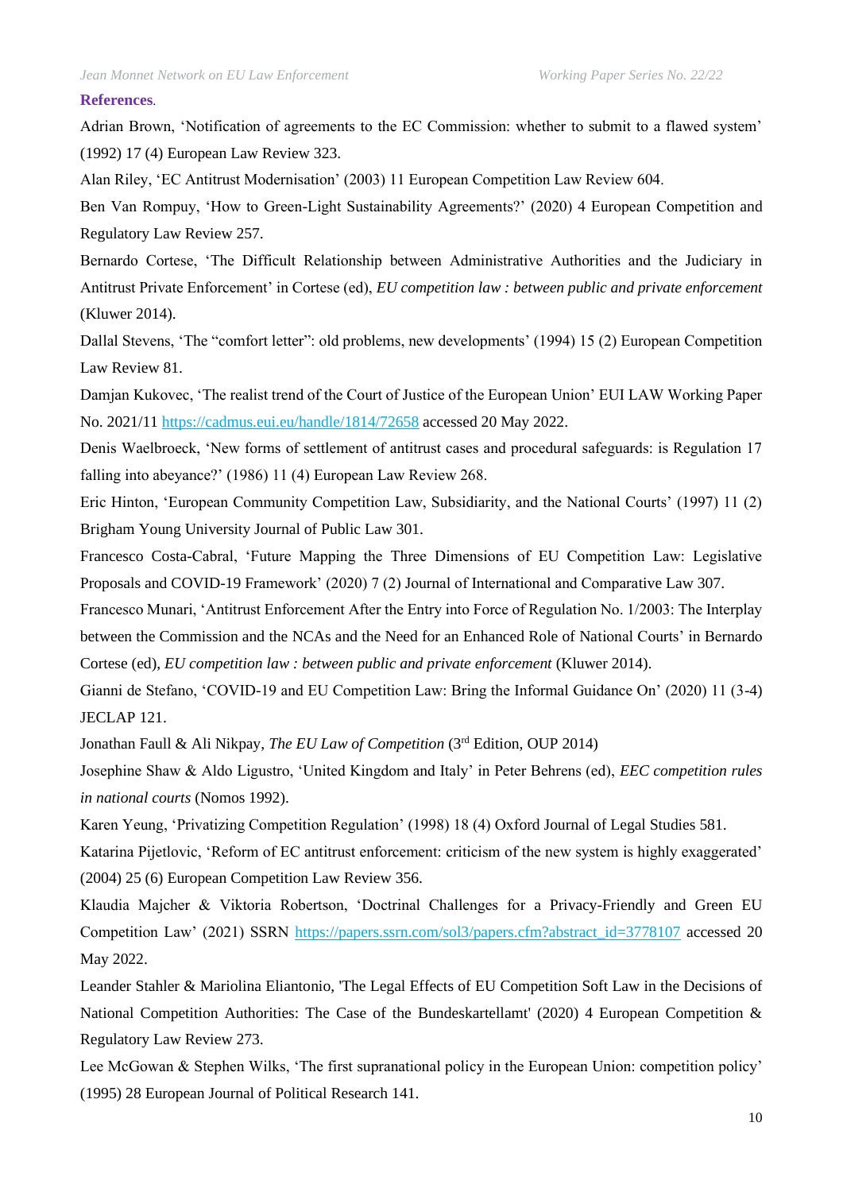**References**.

Adrian Brown, 'Notification of agreements to the EC Commission: whether to submit to a flawed system' (1992) 17 (4) European Law Review 323.

Alan Riley, 'EC Antitrust Modernisation' (2003) 11 European Competition Law Review 604.

Ben Van Rompuy, 'How to Green-Light Sustainability Agreements?' (2020) 4 European Competition and Regulatory Law Review 257.

Bernardo Cortese, 'The Difficult Relationship between Administrative Authorities and the Judiciary in Antitrust Private Enforcement' in Cortese (ed), *EU competition law : between public and private enforcement* (Kluwer 2014).

Dallal Stevens, 'The "comfort letter": old problems, new developments' (1994) 15 (2) European Competition Law Review 81.

Damjan Kukovec, 'The realist trend of the Court of Justice of the European Union' EUI LAW Working Paper No. 2021/11 https://cadmus.eui.eu/handle/1814/72658 accessed 20 May 2022.

Denis Waelbroeck, 'New forms of settlement of antitrust cases and procedural safeguards: is Regulation 17 falling into abeyance?' (1986) 11 (4) European Law Review 268.

Eric Hinton, 'European Community Competition Law, Subsidiarity, and the National Courts' (1997) 11 (2) Brigham Young University Journal of Public Law 301.

Francesco Costa-Cabral, 'Future Mapping the Three Dimensions of EU Competition Law: Legislative Proposals and COVID-19 Framework' (2020) 7 (2) Journal of International and Comparative Law 307.

Francesco Munari, 'Antitrust Enforcement After the Entry into Force of Regulation No. 1/2003: The Interplay between the Commission and the NCAs and the Need for an Enhanced Role of National Courts' in Bernardo Cortese (ed), *EU competition law : between public and private enforcement* (Kluwer 2014).

Gianni de Stefano, 'COVID-19 and EU Competition Law: Bring the Informal Guidance On' (2020) 11 (3-4) JECLAP 121.

Jonathan Faull & Ali Nikpay, *The EU Law of Competition* (3rd Edition, OUP 2014)

Josephine Shaw & Aldo Ligustro, 'United Kingdom and Italy' in Peter Behrens (ed), *EEC competition rules in national courts* (Nomos 1992).

Karen Yeung, 'Privatizing Competition Regulation' (1998) 18 (4) Oxford Journal of Legal Studies 581.

Katarina Pijetlovic, 'Reform of EC antitrust enforcement: criticism of the new system is highly exaggerated' (2004) 25 (6) European Competition Law Review 356.

Klaudia Majcher & Viktoria Robertson, 'Doctrinal Challenges for a Privacy-Friendly and Green EU Competition Law' (2021) SSRN https://papers.ssrn.com/sol3/papers.cfm?abstract_id=3778107 accessed 20 May 2022.

Leander Stahler & Mariolina Eliantonio, 'The Legal Effects of EU Competition Soft Law in the Decisions of National Competition Authorities: The Case of the Bundeskartellamt' (2020) 4 European Competition & Regulatory Law Review 273.

Lee McGowan & Stephen Wilks, 'The first supranational policy in the European Union: competition policy' (1995) 28 European Journal of Political Research 141.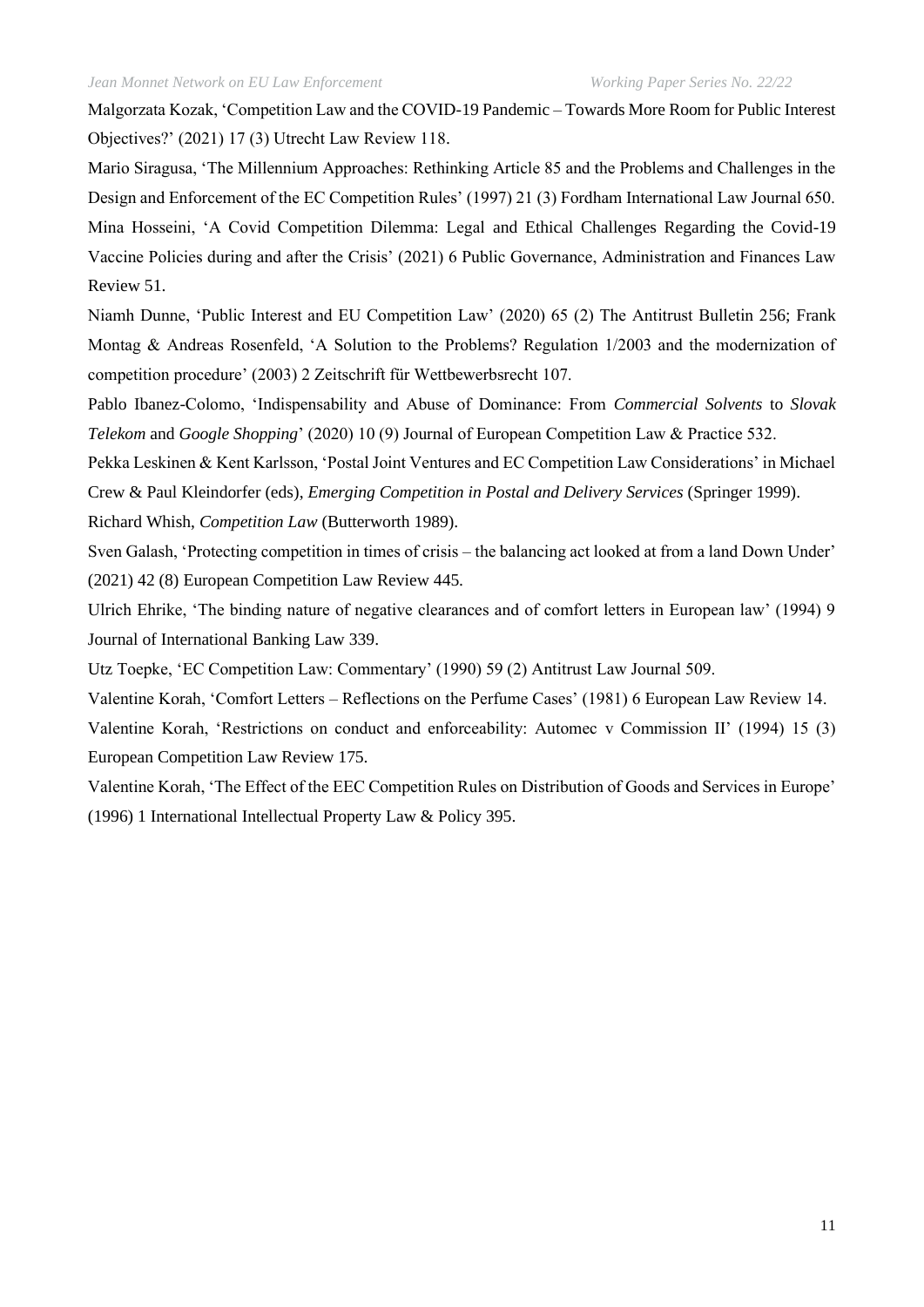Malgorzata Kozak, 'Competition Law and the COVID-19 Pandemic – Towards More Room for Public Interest Objectives?' (2021) 17 (3) Utrecht Law Review 118.

Mario Siragusa, 'The Millennium Approaches: Rethinking Article 85 and the Problems and Challenges in the Design and Enforcement of the EC Competition Rules' (1997) 21 (3) Fordham International Law Journal 650.

Mina Hosseini, 'A Covid Competition Dilemma: Legal and Ethical Challenges Regarding the Covid-19 Vaccine Policies during and after the Crisis' (2021) 6 Public Governance, Administration and Finances Law Review 51.

Niamh Dunne, 'Public Interest and EU Competition Law' (2020) 65 (2) The Antitrust Bulletin 256; Frank Montag & Andreas Rosenfeld, 'A Solution to the Problems? Regulation 1/2003 and the modernization of competition procedure' (2003) 2 Zeitschrift für Wettbewerbsrecht 107.

Pablo Ibanez-Colomo, 'Indispensability and Abuse of Dominance: From *Commercial Solvents* to *Slovak Telekom* and *Google Shopping*' (2020) 10 (9) Journal of European Competition Law & Practice 532.

Pekka Leskinen & Kent Karlsson, 'Postal Joint Ventures and EC Competition Law Considerations' in Michael Crew & Paul Kleindorfer (eds), *Emerging Competition in Postal and Delivery Services* (Springer 1999).

Richard Whish, *Competition Law* (Butterworth 1989).

Sven Galash, 'Protecting competition in times of crisis – the balancing act looked at from a land Down Under' (2021) 42 (8) European Competition Law Review 445.

Ulrich Ehrike, 'The binding nature of negative clearances and of comfort letters in European law' (1994) 9 Journal of International Banking Law 339.

Utz Toepke, 'EC Competition Law: Commentary' (1990) 59 (2) Antitrust Law Journal 509.

Valentine Korah, 'Comfort Letters – Reflections on the Perfume Cases' (1981) 6 European Law Review 14.

Valentine Korah, 'Restrictions on conduct and enforceability: Automec v Commission II' (1994) 15 (3) European Competition Law Review 175.

Valentine Korah, 'The Effect of the EEC Competition Rules on Distribution of Goods and Services in Europe' (1996) 1 International Intellectual Property Law & Policy 395.